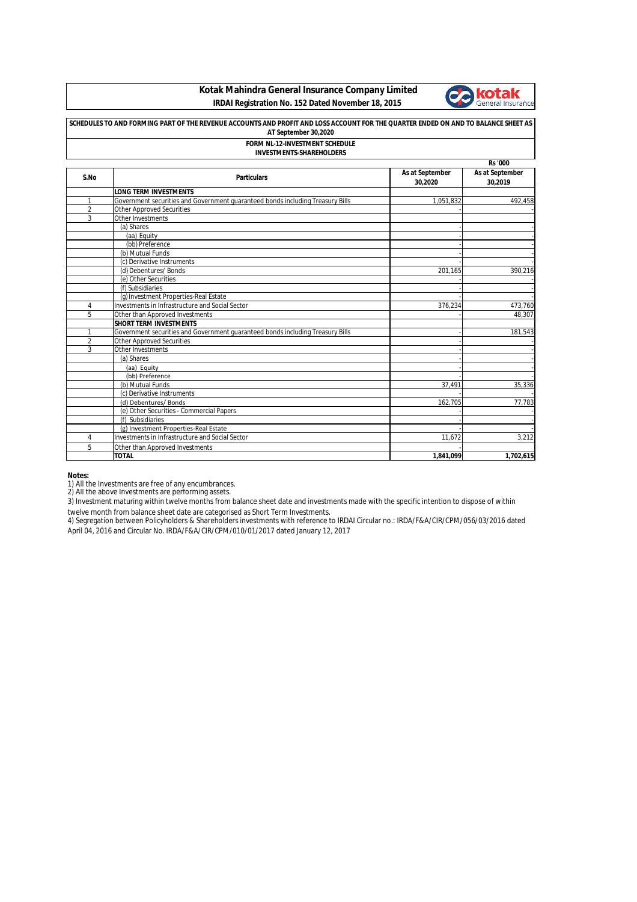# Kotak Mahindra General Insurance Company Limited

**IRDAI Registration No. 152 Dated November 18, 2015**

**SCHEDULES TO AND FORMING PART OF THE REVENUE ACCOUNTS AND PROFIT AND LOSS ACCOUNT FOR THE QUARTER ENDED ON AND TO BALANCE SHEET AS AT September 30,2020**

**FORM NL-12-INVESTMENT SCHEDULE**
**INVESTMENTS-SHAREHOLDERS**

Rs '000

| S.No | Particulars | As at September 30,2020 | As at September 30,2019 |
|---|---|---|---|
| | **LONG TERM INVESTMENTS** | | |
| 1 | Government securities and Government guaranteed bonds including Treasury Bills | 1,051,832 | 492,458 |
| 2 | Other Approved Securities | - | - |
| 3 | Other Investments | | |
| | (a) Shares | - | - |
| | (aa) Equity | - | - |
| | (bb) Preference | - | - |
| | (b) Mutual Funds | - | - |
| | (c) Derivative Instruments | - | - |
| | (d) Debentures/ Bonds | 201,165 | 390,216 |
| | (e) Other Securities | - | - |
| | (f) Subsidiaries | - | - |
| | (g) Investment Properties-Real Estate | - | - |
| 4 | Investments in Infrastructure and Social Sector | 376,234 | 473,760 |
| 5 | Other than Approved Investments | - | 48,307 |
| | **SHORT TERM INVESTMENTS** | | |
| 1 | Government securities and Government guaranteed bonds including Treasury Bills | - | 181,543 |
| 2 | Other Approved Securities | - | - |
| 3 | Other Investments | - | - |
| | (a) Shares | - | - |
| | (aa) Equity | - | - |
| | (bb) Preference | - | - |
| | (b) Mutual Funds | 37,491 | 35,336 |
| | (c) Derivative Instruments | - | - |
| | (d) Debentures/ Bonds | 162,705 | 77,783 |
| | (e) Other Securities - Commercial Papers | - | - |
| | (f) Subsidiaries | - | - |
| | (g) Investment Properties-Real Estate | - | - |
| 4 | Investments in Infrastructure and Social Sector | 11,672 | 3,212 |
| 5 | Other than Approved Investments | - | |
| | **TOTAL** | **1,841,099** | **1,702,615** |

**Notes:**

1) All the Investments are free of any encumbrances.
2) All the above Investments are performing assets.
3) Investment maturing within twelve months from balance sheet date and investments made with the specific intention to dispose of within twelve month from balance sheet date are categorised as Short Term Investments.
4) Segregation between Policyholders & Shareholders investments with reference to IRDAI Circular no.: IRDA/F&A/CIR/CPM/056/03/2016 dated April 04, 2016 and Circular No. IRDA/F&A/CIR/CPM/010/01/2017 dated January 12, 2017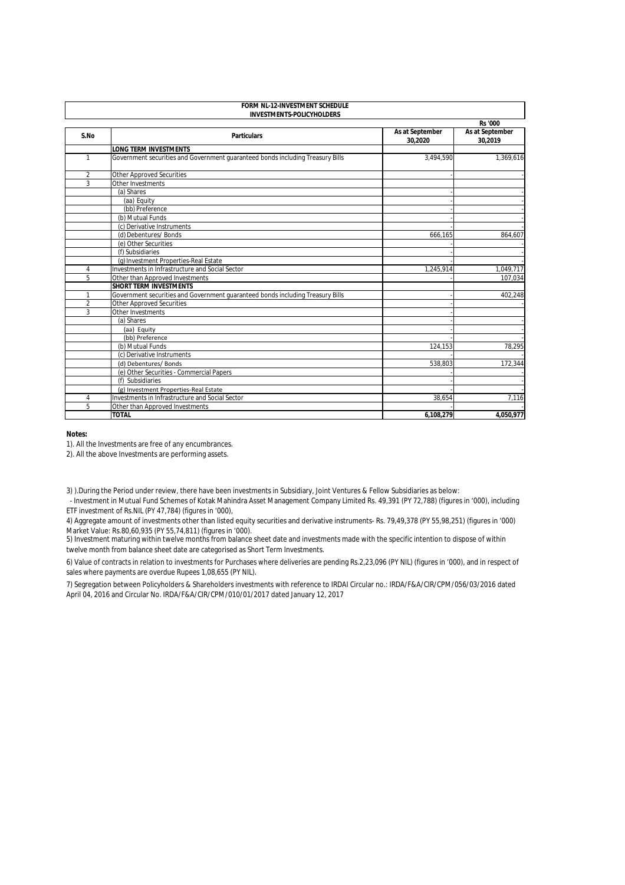## FORM NL-12-INVESTMENT SCHEDULE
### INVESTMENTS-POLICYHOLDERS

Rs '000

| S.No | Particulars | As at September 30,2020 | As at September 30,2019 |
|---|---|---|---|
| | **LONG TERM INVESTMENTS** | | |
| 1 | Government securities and Government guaranteed bonds including Treasury Bills | 3,494,590 | 1,369,616 |
| 2 | Other Approved Securities | - | - |
| 3 | Other Investments | | |
| | (a) Shares | - | - |
| | (aa) Equity | - | - |
| | (bb) Preference | - | - |
| | (b) Mutual Funds | - | - |
| | (c) Derivative Instruments | - | - |
| | (d) Debentures/ Bonds | 666,165 | 864,607 |
| | (e) Other Securities | - | - |
| | (f) Subsidiaries | - | - |
| | (g) Investment Properties-Real Estate | - | - |
| 4 | Investments in Infrastructure and Social Sector | 1,245,914 | 1,049,717 |
| 5 | Other than Approved Investments | - | 107,034 |
| | **SHORT TERM INVESTMENTS** | | |
| 1 | Government securities and Government guaranteed bonds including Treasury Bills | - | 402,248 |
| 2 | Other Approved Securities | - | - |
| 3 | Other Investments | - | |
| | (a) Shares | - | - |
| | (aa) Equity | - | - |
| | (bb) Preference | - | - |
| | (b) Mutual Funds | 124,153 | 78,295 |
| | (c) Derivative Instruments | - | - |
| | (d) Debentures/ Bonds | 538,803 | 172,344 |
| | (e) Other Securities - Commercial Papers | - | - |
| | (f) Subsidiaries | - | - |
| | (g) Investment Properties-Real Estate | - | - |
| 4 | Investments in Infrastructure and Social Sector | 38,654 | 7,116 |
| 5 | Other than Approved Investments | - | - |
| | **TOTAL** | **6,108,279** | **4,050,977** |

**Notes:**

1). All the Investments are free of any encumbrances.

2). All the above Investments are performing assets.

3) ).During the Period under review, there have been investments in Subsidiary, Joint Ventures & Fellow Subsidiaries as below:
- Investment in Mutual Fund Schemes of Kotak Mahindra Asset Management Company Limited Rs. 49,391 (PY 72,788) (figures in '000), including ETF investment of Rs.NIL (PY 47,784) (figures in '000),

4) Aggregate amount of investments other than listed equity securities and derivative instruments- Rs. 79,49,378 (PY 55,98,251) (figures in '000) Market Value: Rs.80,60,935 (PY 55,74,811) (figures in '000).

5) Investment maturing within twelve months from balance sheet date and investments made with the specific intention to dispose of within twelve month from balance sheet date are categorised as Short Term Investments.

6) Value of contracts in relation to investments for Purchases where deliveries are pending Rs.2,23,096 (PY NIL) (figures in '000), and in respect of sales where payments are overdue Rupees 1,08,655 (PY NIL).

7) Segregation between Policyholders & Shareholders investments with reference to IRDAI Circular no.: IRDA/F&A/CIR/CPM/056/03/2016 dated April 04, 2016 and Circular No. IRDA/F&A/CIR/CPM/010/01/2017 dated January 12, 2017